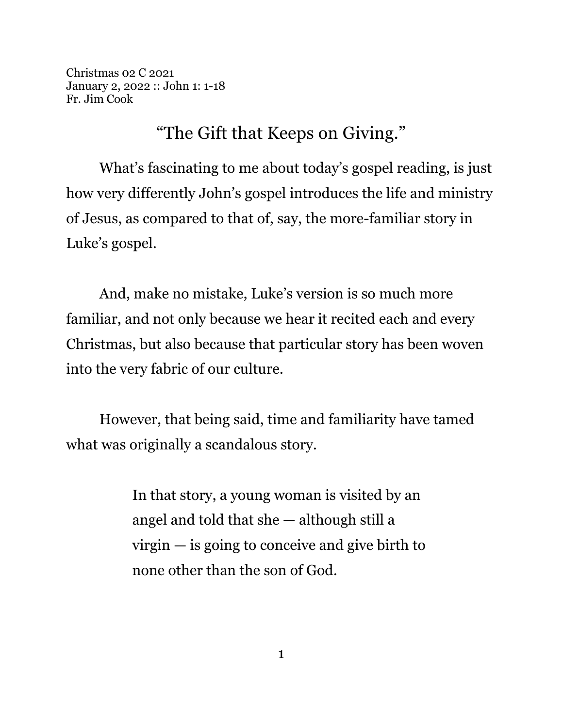Christmas 02 C 2021
January 2, 2022 :: John 1: 1-18
Fr. Jim Cook

# "The Gift that Keeps on Giving."

What's fascinating to me about today's gospel reading, is just how very differently John's gospel introduces the life and ministry of Jesus, as compared to that of, say, the more-familiar story in Luke's gospel.

And, make no mistake, Luke's version is so much more familiar, and not only because we hear it recited each and every Christmas, but also because that particular story has been woven into the very fabric of our culture.

However, that being said, time and familiarity have tamed what was originally a scandalous story.

> In that story, a young woman is visited by an angel and told that she — although still a virgin — is going to conceive and give birth to none other than the son of God.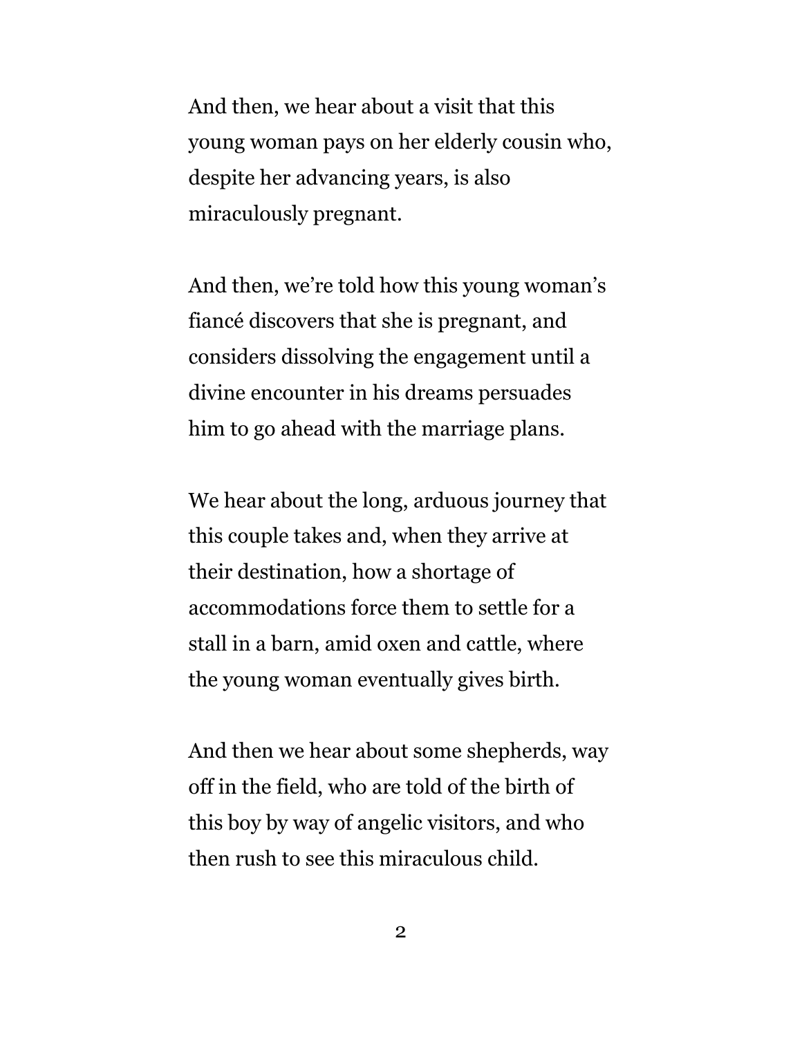And then, we hear about a visit that this young woman pays on her elderly cousin who, despite her advancing years, is also miraculously pregnant.

And then, we're told how this young woman's fiancé discovers that she is pregnant, and considers dissolving the engagement until a divine encounter in his dreams persuades him to go ahead with the marriage plans.

We hear about the long, arduous journey that this couple takes and, when they arrive at their destination, how a shortage of accommodations force them to settle for a stall in a barn, amid oxen and cattle, where the young woman eventually gives birth.

And then we hear about some shepherds, way off in the field, who are told of the birth of this boy by way of angelic visitors, and who then rush to see this miraculous child.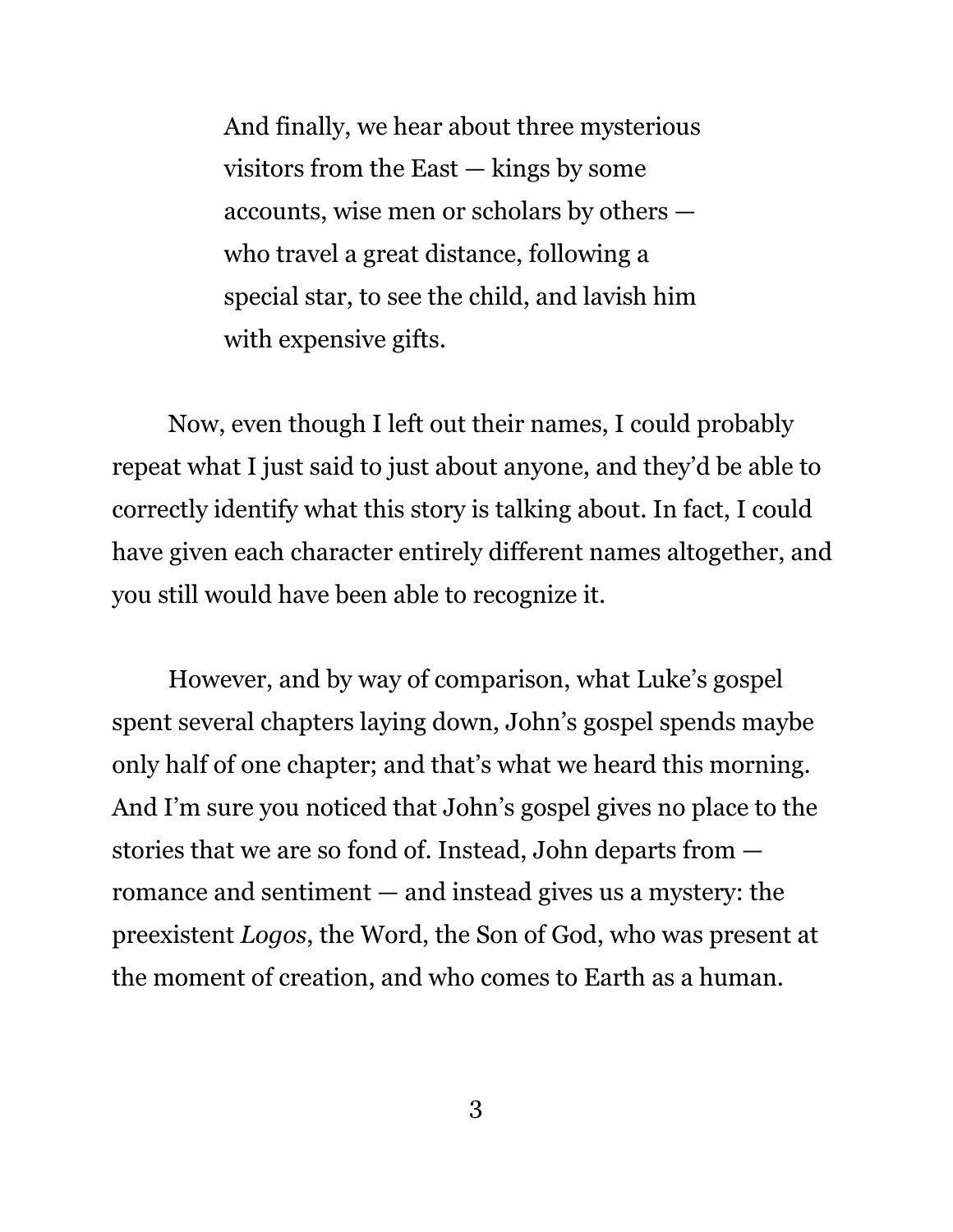> And finally, we hear about three mysterious visitors from the East — kings by some accounts, wise men or scholars by others — who travel a great distance, following a special star, to see the child, and lavish him with expensive gifts.

Now, even though I left out their names, I could probably repeat what I just said to just about anyone, and they'd be able to correctly identify what this story is talking about. In fact, I could have given each character entirely different names altogether, and you still would have been able to recognize it.

However, and by way of comparison, what Luke's gospel spent several chapters laying down, John's gospel spends maybe only half of one chapter; and that's what we heard this morning. And I'm sure you noticed that John's gospel gives no place to the stories that we are so fond of. Instead, John departs from — romance and sentiment — and instead gives us a mystery: the preexistent *Logos*, the Word, the Son of God, who was present at the moment of creation, and who comes to Earth as a human.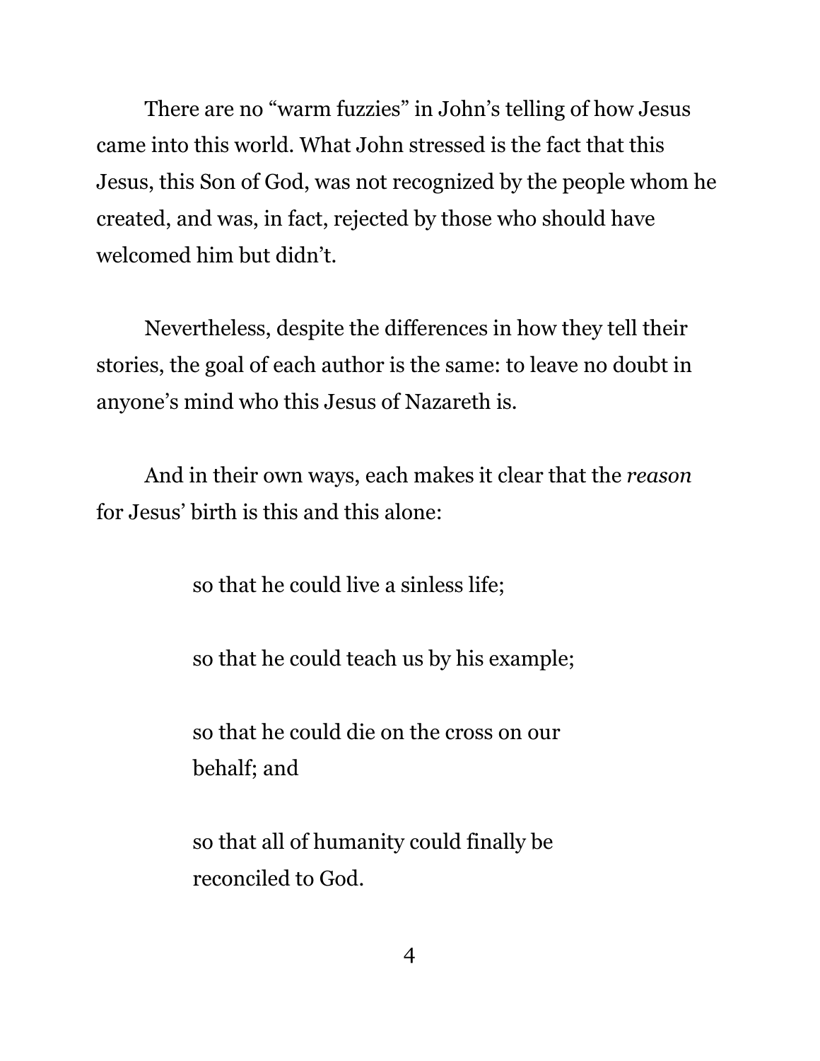There are no “warm fuzzies” in John’s telling of how Jesus came into this world. What John stressed is the fact that this Jesus, this Son of God, was not recognized by the people whom he created, and was, in fact, rejected by those who should have welcomed him but didn’t.

Nevertheless, despite the differences in how they tell their stories, the goal of each author is the same: to leave no doubt in anyone’s mind who this Jesus of Nazareth is.

And in their own ways, each makes it clear that the *reason* for Jesus’ birth is this and this alone:

> so that he could live a sinless life;
>
> so that he could teach us by his example;
>
> so that he could die on the cross on our behalf; and
>
> so that all of humanity could finally be reconciled to God.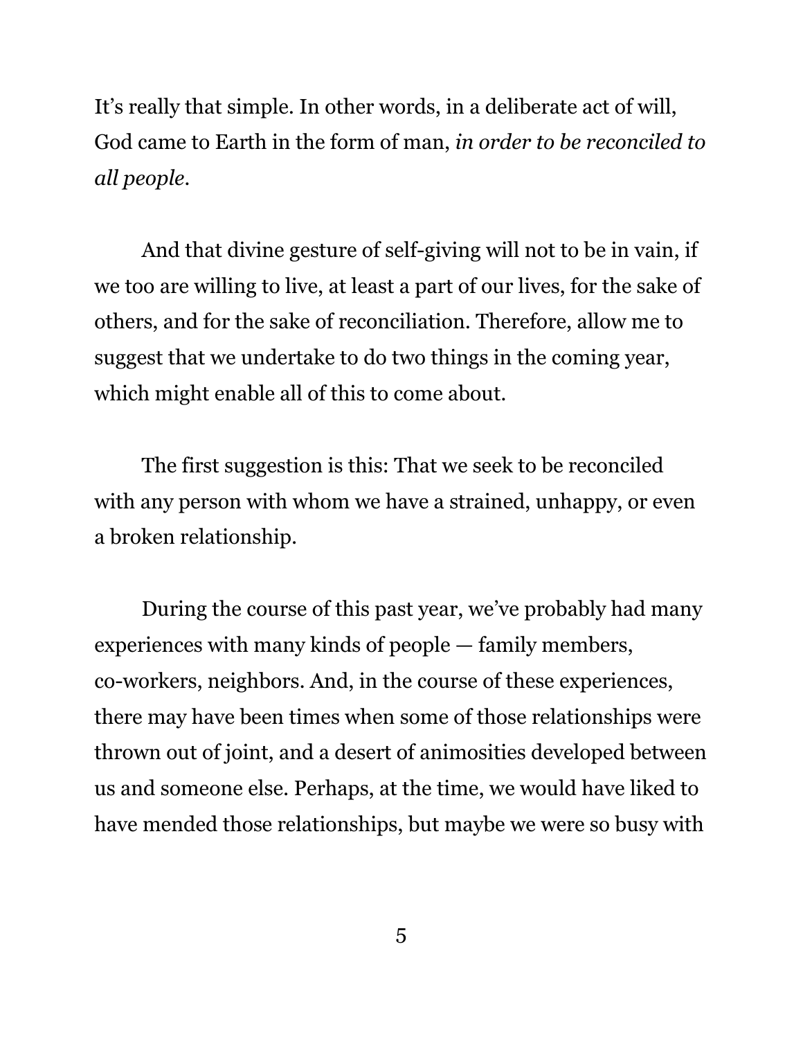It's really that simple. In other words, in a deliberate act of will, God came to Earth in the form of man, *in order to be reconciled to all people*.

And that divine gesture of self-giving will not to be in vain, if we too are willing to live, at least a part of our lives, for the sake of others, and for the sake of reconciliation. Therefore, allow me to suggest that we undertake to do two things in the coming year, which might enable all of this to come about.

The first suggestion is this: That we seek to be reconciled with any person with whom we have a strained, unhappy, or even a broken relationship.

During the course of this past year, we've probably had many experiences with many kinds of people — family members, co-workers, neighbors. And, in the course of these experiences, there may have been times when some of those relationships were thrown out of joint, and a desert of animosities developed between us and someone else. Perhaps, at the time, we would have liked to have mended those relationships, but maybe we were so busy with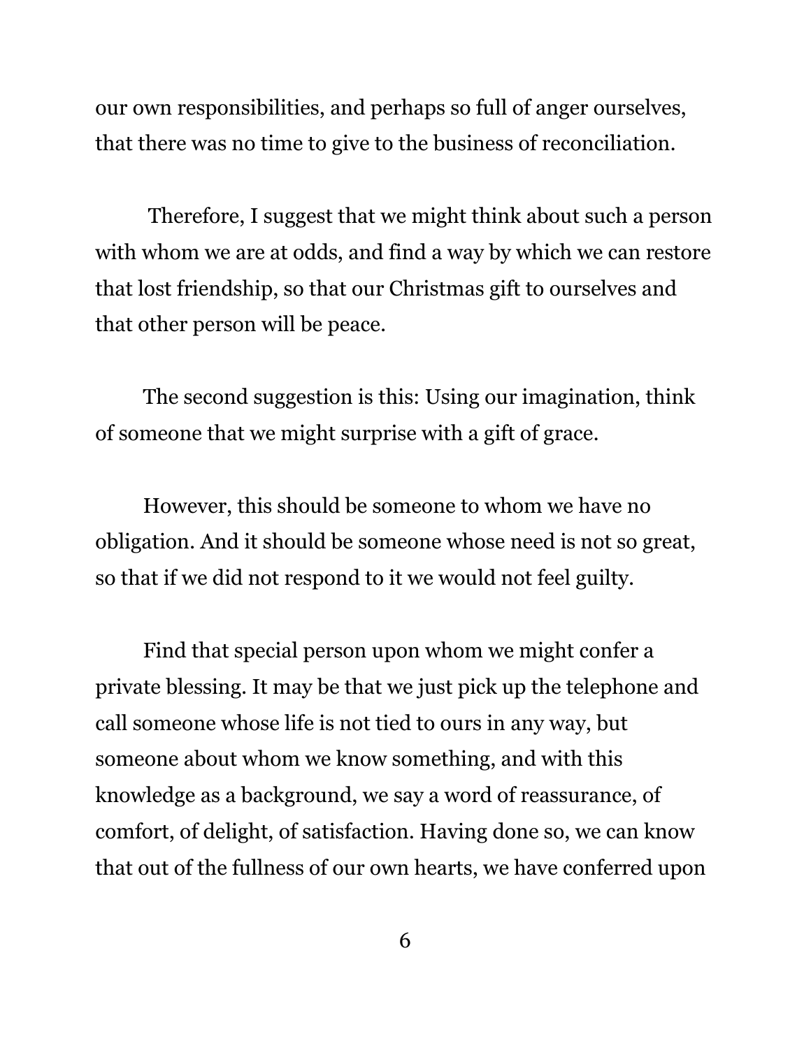our own responsibilities, and perhaps so full of anger ourselves, that there was no time to give to the business of reconciliation.

Therefore, I suggest that we might think about such a person with whom we are at odds, and find a way by which we can restore that lost friendship, so that our Christmas gift to ourselves and that other person will be peace.

The second suggestion is this: Using our imagination, think of someone that we might surprise with a gift of grace.

However, this should be someone to whom we have no obligation. And it should be someone whose need is not so great, so that if we did not respond to it we would not feel guilty.

Find that special person upon whom we might confer a private blessing. It may be that we just pick up the telephone and call someone whose life is not tied to ours in any way, but someone about whom we know something, and with this knowledge as a background, we say a word of reassurance, of comfort, of delight, of satisfaction. Having done so, we can know that out of the fullness of our own hearts, we have conferred upon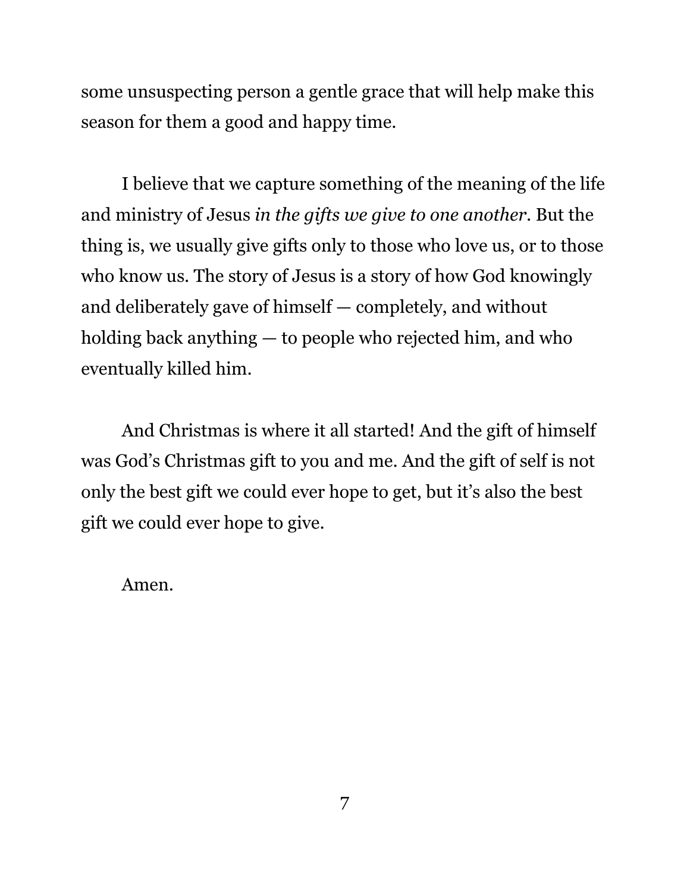some unsuspecting person a gentle grace that will help make this season for them a good and happy time.

I believe that we capture something of the meaning of the life and ministry of Jesus *in the gifts we give to one another*. But the thing is, we usually give gifts only to those who love us, or to those who know us. The story of Jesus is a story of how God knowingly and deliberately gave of himself — completely, and without holding back anything — to people who rejected him, and who eventually killed him.

And Christmas is where it all started! And the gift of himself was God's Christmas gift to you and me. And the gift of self is not only the best gift we could ever hope to get, but it's also the best gift we could ever hope to give.

Amen.